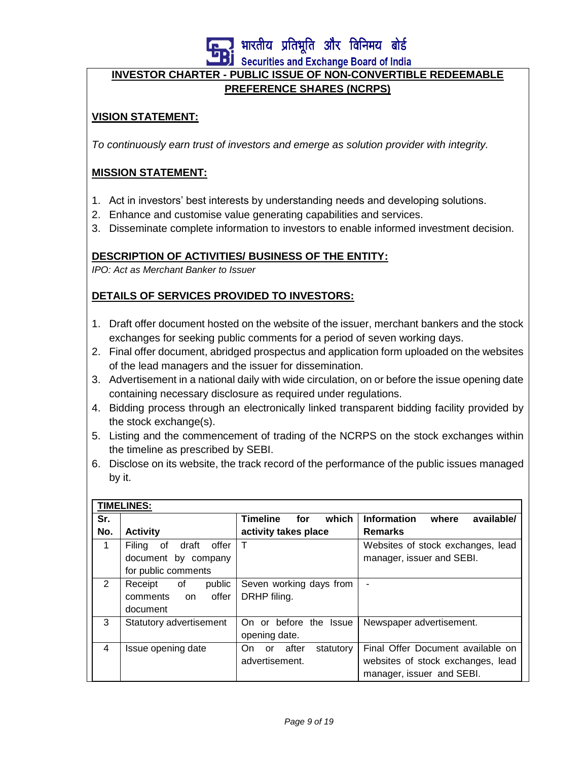# INVESTOR CHARTER - PUBLIC ISSUE OF NON-CONVERTIBLE REDEEMABLE PREFERENCE SHARES (NCRPS)

## VISION STATEMENT:

*To continuously earn trust of investors and emerge as solution provider with integrity.*

## MISSION STATEMENT:

1. Act in investors' best interests by understanding needs and developing solutions.
2. Enhance and customise value generating capabilities and services.
3. Disseminate complete information to investors to enable informed investment decision.

## DESCRIPTION OF ACTIVITIES/ BUSINESS OF THE ENTITY:

*IPO: Act as Merchant Banker to Issuer*

## DETAILS OF SERVICES PROVIDED TO INVESTORS:

1. Draft offer document hosted on the website of the issuer, merchant bankers and the stock exchanges for seeking public comments for a period of seven working days.
2. Final offer document, abridged prospectus and application form uploaded on the websites of the lead managers and the issuer for dissemination.
3. Advertisement in a national daily with wide circulation, on or before the issue opening date containing necessary disclosure as required under regulations.
4. Bidding process through an electronically linked transparent bidding facility provided by the stock exchange(s).
5. Listing and the commencement of trading of the NCRPS on the stock exchanges within the timeline as prescribed by SEBI.
6. Disclose on its website, the track record of the performance of the public issues managed by it.

**TIMELINES:**

| Sr. No. | Activity | Timeline for which activity takes place | Information where available/ Remarks |
|---|---|---|---|
| 1 | Filing of draft offer document by company for public comments | T | Websites of stock exchanges, lead manager, issuer and SEBI. |
| 2 | Receipt of public comments on offer document | Seven working days from DRHP filing. | - |
| 3 | Statutory advertisement | On or before the Issue opening date. | Newspaper advertisement. |
| 4 | Issue opening date | On or after statutory advertisement. | Final Offer Document available on websites of stock exchanges, lead manager, issuer and SEBI. |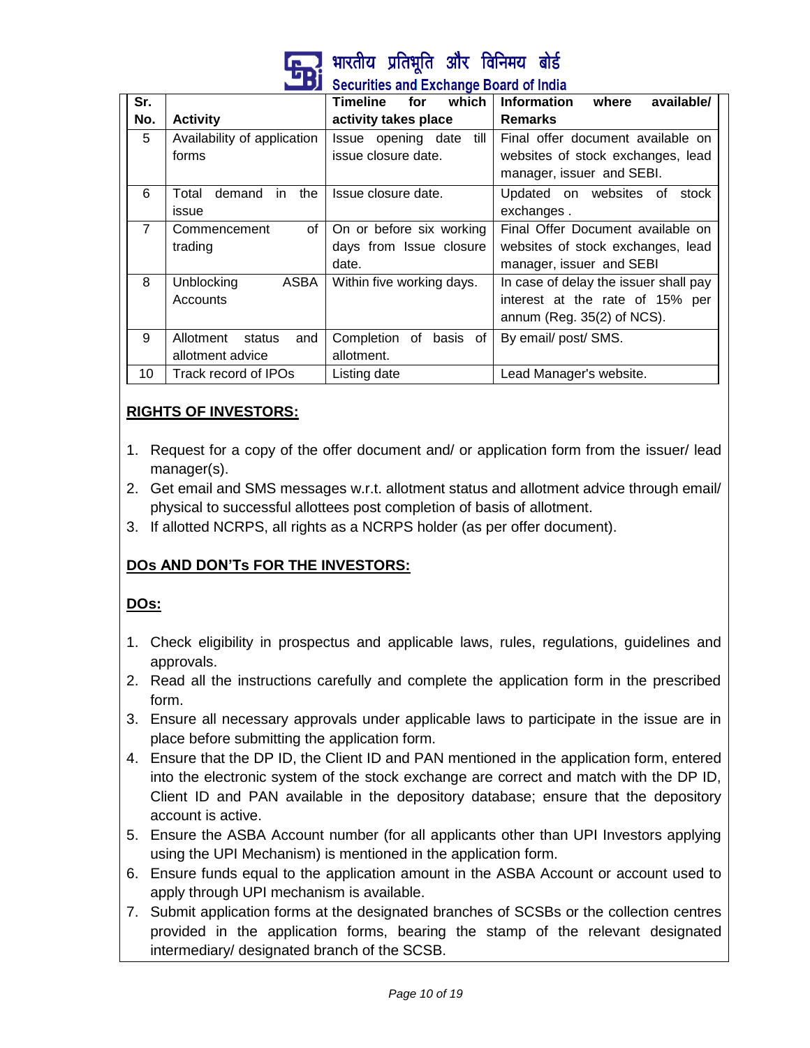| Sr. No. | Activity | Timeline for which activity takes place | Information where available/ Remarks |
|---|---|---|---|
| 5 | Availability of application forms | Issue opening date till issue closure date. | Final offer document available on websites of stock exchanges, lead manager, issuer and SEBI. |
| 6 | Total demand in the issue | Issue closure date. | Updated on websites of stock exchanges . |
| 7 | Commencement of trading | On or before six working days from Issue closure date. | Final Offer Document available on websites of stock exchanges, lead manager, issuer and SEBI |
| 8 | Unblocking ASBA Accounts | Within five working days. | In case of delay the issuer shall pay interest at the rate of 15% per annum (Reg. 35(2) of NCS). |
| 9 | Allotment status and allotment advice | Completion of basis of allotment. | By email/ post/ SMS. |
| 10 | Track record of IPOs | Listing date | Lead Manager's website. |

**<u>RIGHTS OF INVESTORS:</u>**

1. Request for a copy of the offer document and/ or application form from the issuer/ lead manager(s).
2. Get email and SMS messages w.r.t. allotment status and allotment advice through email/ physical to successful allottees post completion of basis of allotment.
3. If allotted NCRPS, all rights as a NCRPS holder (as per offer document).

**<u>DOs AND DON'Ts FOR THE INVESTORS:</u>**

**<u>DOs:</u>**

1. Check eligibility in prospectus and applicable laws, rules, regulations, guidelines and approvals.
2. Read all the instructions carefully and complete the application form in the prescribed form.
3. Ensure all necessary approvals under applicable laws to participate in the issue are in place before submitting the application form.
4. Ensure that the DP ID, the Client ID and PAN mentioned in the application form, entered into the electronic system of the stock exchange are correct and match with the DP ID, Client ID and PAN available in the depository database; ensure that the depository account is active.
5. Ensure the ASBA Account number (for all applicants other than UPI Investors applying using the UPI Mechanism) is mentioned in the application form.
6. Ensure funds equal to the application amount in the ASBA Account or account used to apply through UPI mechanism is available.
7. Submit application forms at the designated branches of SCSBs or the collection centres provided in the application forms, bearing the stamp of the relevant designated intermediary/ designated branch of the SCSB.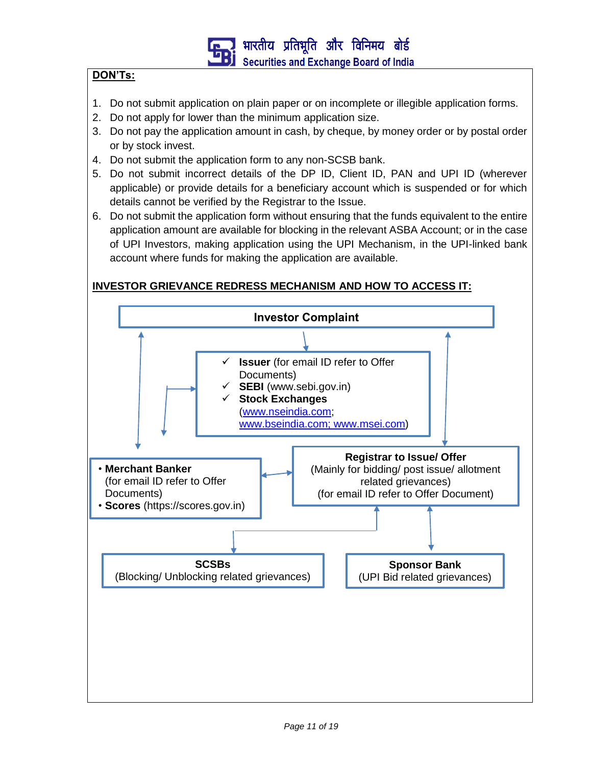**DON'Ts:**

1. Do not submit application on plain paper or on incomplete or illegible application forms.
2. Do not apply for lower than the minimum application size.
3. Do not pay the application amount in cash, by cheque, by money order or by postal order or by stock invest.
4. Do not submit the application form to any non-SCSB bank.
5. Do not submit incorrect details of the DP ID, Client ID, PAN and UPI ID (wherever applicable) or provide details for a beneficiary account which is suspended or for which details cannot be verified by the Registrar to the Issue.
6. Do not submit the application form without ensuring that the funds equivalent to the entire application amount are available for blocking in the relevant ASBA Account; or in the case of UPI Investors, making application using the UPI Mechanism, in the UPI-linked bank account where funds for making the application are available.

**INVESTOR GRIEVANCE REDRESS MECHANISM AND HOW TO ACCESS IT:**

**Investor Complaint**

- ✓ **Issuer** (for email ID refer to Offer Documents)
- ✓ **SEBI** (www.sebi.gov.in)
- ✓ **Stock Exchanges** (www.nseindia.com; www.bseindia.com; www.msei.com)

- **Merchant Banker** (for email ID refer to Offer Documents)
- **Scores** (https://scores.gov.in)

**Registrar to Issue/ Offer**
(Mainly for bidding/ post issue/ allotment related grievances)
(for email ID refer to Offer Document)

**SCSBs**
(Blocking/ Unblocking related grievances)

**Sponsor Bank**
(UPI Bid related grievances)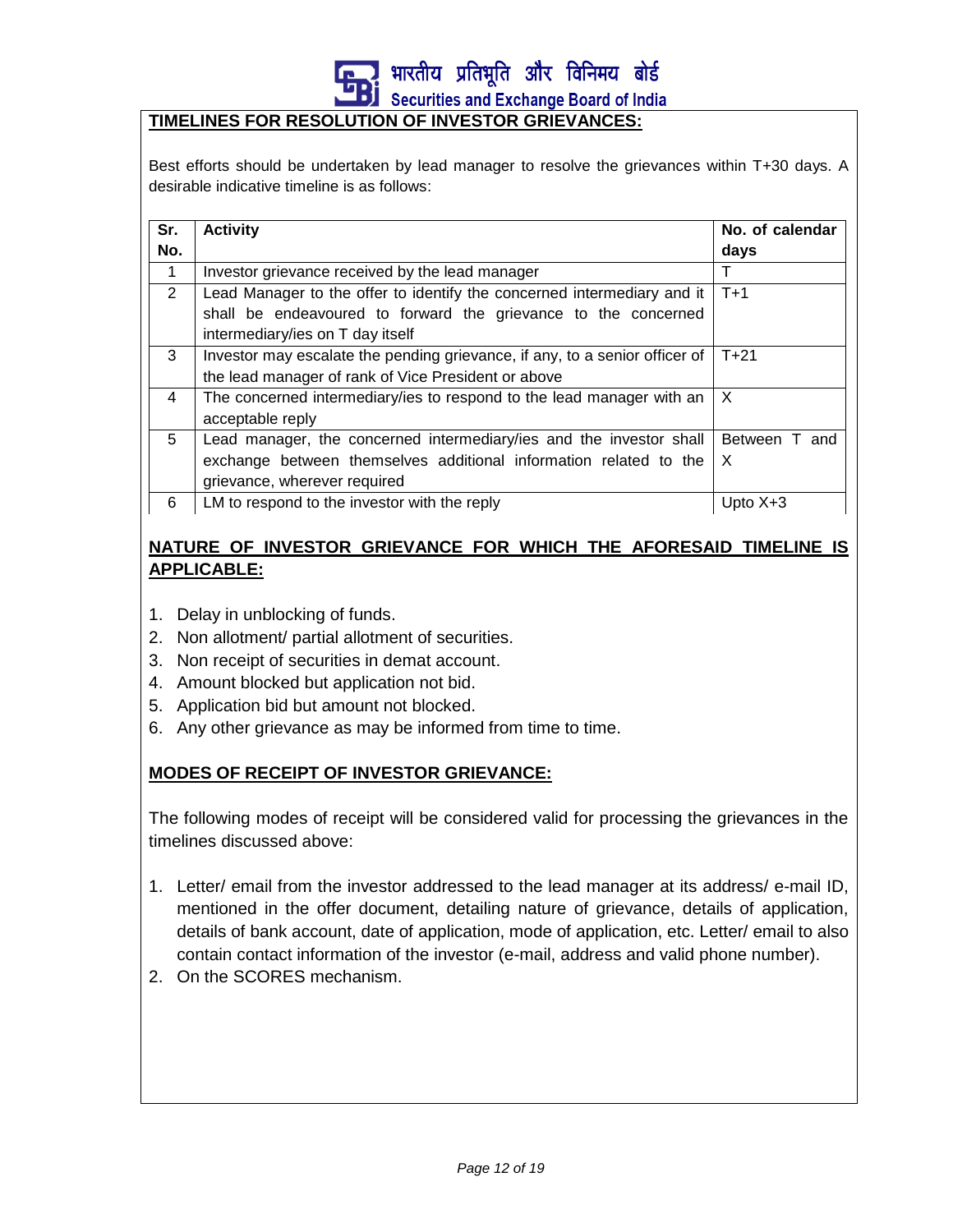**TIMELINES FOR RESOLUTION OF INVESTOR GRIEVANCES:**

Best efforts should be undertaken by lead manager to resolve the grievances within T+30 days. A desirable indicative timeline is as follows:

| Sr. No. | Activity | No. of calendar days |
|---|---|---|
| 1 | Investor grievance received by the lead manager | T |
| 2 | Lead Manager to the offer to identify the concerned intermediary and it shall be endeavoured to forward the grievance to the concerned intermediary/ies on T day itself | T+1 |
| 3 | Investor may escalate the pending grievance, if any, to a senior officer of the lead manager of rank of Vice President or above | T+21 |
| 4 | The concerned intermediary/ies to respond to the lead manager with an acceptable reply | X |
| 5 | Lead manager, the concerned intermediary/ies and the investor shall exchange between themselves additional information related to the grievance, wherever required | Between T and X |
| 6 | LM to respond to the investor with the reply | Upto X+3 |

**NATURE OF INVESTOR GRIEVANCE FOR WHICH THE AFORESAID TIMELINE IS APPLICABLE:**

1. Delay in unblocking of funds.
2. Non allotment/ partial allotment of securities.
3. Non receipt of securities in demat account.
4. Amount blocked but application not bid.
5. Application bid but amount not blocked.
6. Any other grievance as may be informed from time to time.

**MODES OF RECEIPT OF INVESTOR GRIEVANCE:**

The following modes of receipt will be considered valid for processing the grievances in the timelines discussed above:

1. Letter/ email from the investor addressed to the lead manager at its address/ e-mail ID, mentioned in the offer document, detailing nature of grievance, details of application, details of bank account, date of application, mode of application, etc. Letter/ email to also contain contact information of the investor (e-mail, address and valid phone number).
2. On the SCORES mechanism.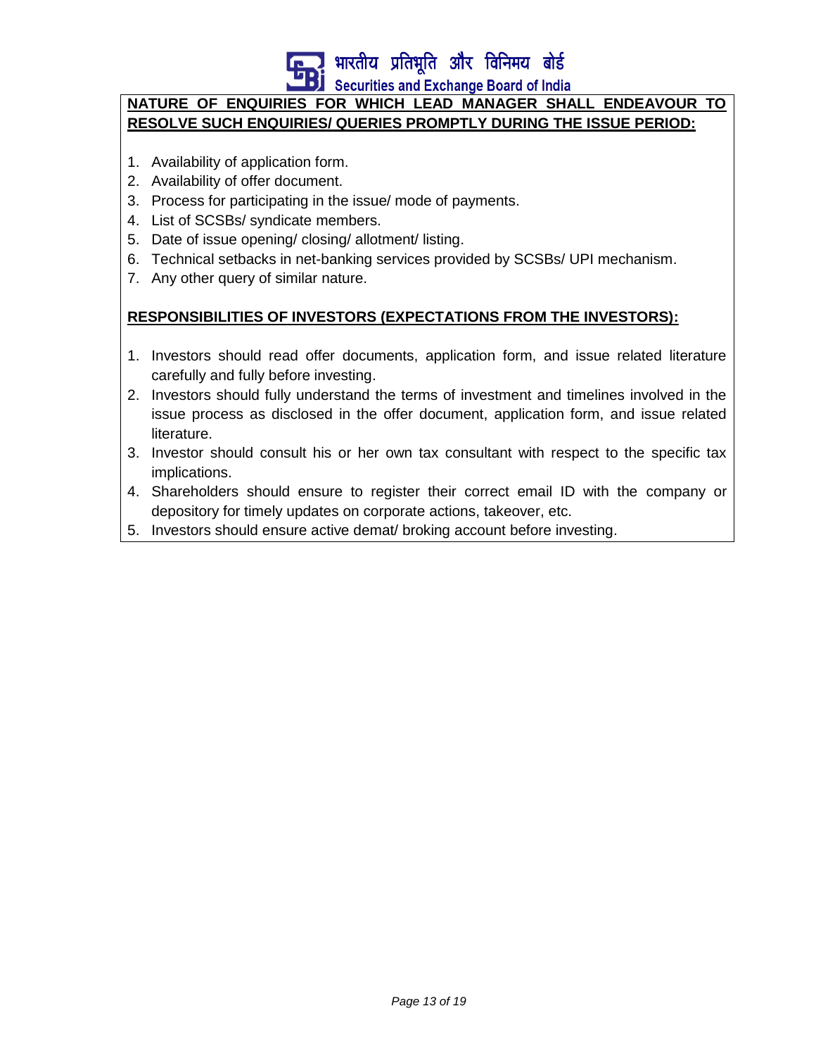**NATURE OF ENQUIRIES FOR WHICH LEAD MANAGER SHALL ENDEAVOUR TO RESOLVE SUCH ENQUIRIES/ QUERIES PROMPTLY DURING THE ISSUE PERIOD:**

1. Availability of application form.
2. Availability of offer document.
3. Process for participating in the issue/ mode of payments.
4. List of SCSBs/ syndicate members.
5. Date of issue opening/ closing/ allotment/ listing.
6. Technical setbacks in net-banking services provided by SCSBs/ UPI mechanism.
7. Any other query of similar nature.

**RESPONSIBILITIES OF INVESTORS (EXPECTATIONS FROM THE INVESTORS):**

1. Investors should read offer documents, application form, and issue related literature carefully and fully before investing.
2. Investors should fully understand the terms of investment and timelines involved in the issue process as disclosed in the offer document, application form, and issue related literature.
3. Investor should consult his or her own tax consultant with respect to the specific tax implications.
4. Shareholders should ensure to register their correct email ID with the company or depository for timely updates on corporate actions, takeover, etc.
5. Investors should ensure active demat/ broking account before investing.